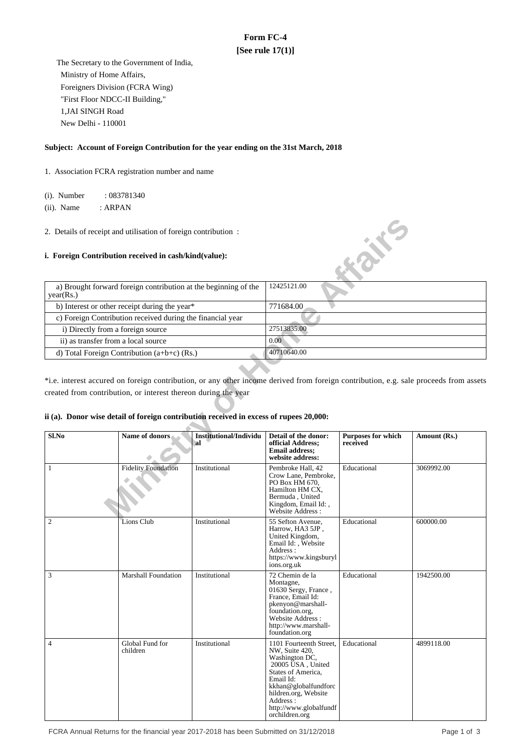# Form FC-4
**[See rule 17(1)]**

The Secretary to the Government of India,
Ministry of Home Affairs,
Foreigners Division (FCRA Wing)
"First Floor NDCC-II Building,"
1,JAI SINGH Road
New Delhi - 110001

**Subject: Account of Foreign Contribution for the year ending on the 31st March, 2018**

1. Association FCRA registration number and name

(i). Number : 083781340
(ii). Name : ARPAN

2. Details of receipt and utilisation of foreign contribution :

**i. Foreign Contribution received in cash/kind(value):**

| | |
|---|---|
| a) Brought forward foreign contribution at the beginning of the year(Rs.) | 12425121.00 |
| b) Interest or other receipt during the year* | 771684.00 |
| c) Foreign Contribution received during the financial year | |
| i) Directly from a foreign source | 27513835.00 |
| ii) as transfer from a local source | 0.00 |
| d) Total Foreign Contribution (a+b+c) (Rs.) | 40710640.00 |

*i.e. interest accured on foreign contribution, or any other income derived from foreign contribution, e.g. sale proceeds from assets created from contribution, or interest thereon during the year

**ii (a). Donor wise detail of foreign contribution received in excess of rupees 20,000:**

| Sl.No | Name of donors | Institutional/Individual | Detail of the donor: official Address; Email address; website address: | Purposes for which received | Amount (Rs.) |
|---|---|---|---|---|---|
| 1 | Fidelity Foundation | Institutional | Pembroke Hall, 42 Crow Lane, Pembroke, PO Box HM 670, Hamilton HM CX, Bermuda , United Kingdom, Email Id: , Website Address : | Educational | 3069992.00 |
| 2 | Lions Club | Institutional | 55 Sefton Avenue, Harrow, HA3 5JP , United Kingdom, Email Id: , Website Address : https://www.kingsburylions.org.uk | Educational | 600000.00 |
| 3 | Marshall Foundation | Institutional | 72 Chemin de la Montagne, 01630 Sergy, France , France, Email Id: pkenyon@marshall-foundation.org, Website Address : http://www.marshall-foundation.org | Educational | 1942500.00 |
| 4 | Global Fund for children | Institutional | 1101 Fourteenth Street, NW, Suite 420, Washington DC, 20005 USA , United States of America, Email Id: kkhan@globalfundforchildren.org, Website Address : http://www.globalfundforchildren.org | Educational | 4899118.00 |

FCRA Annual Returns for the financial year 2017-2018 has been Submitted on 31/12/2018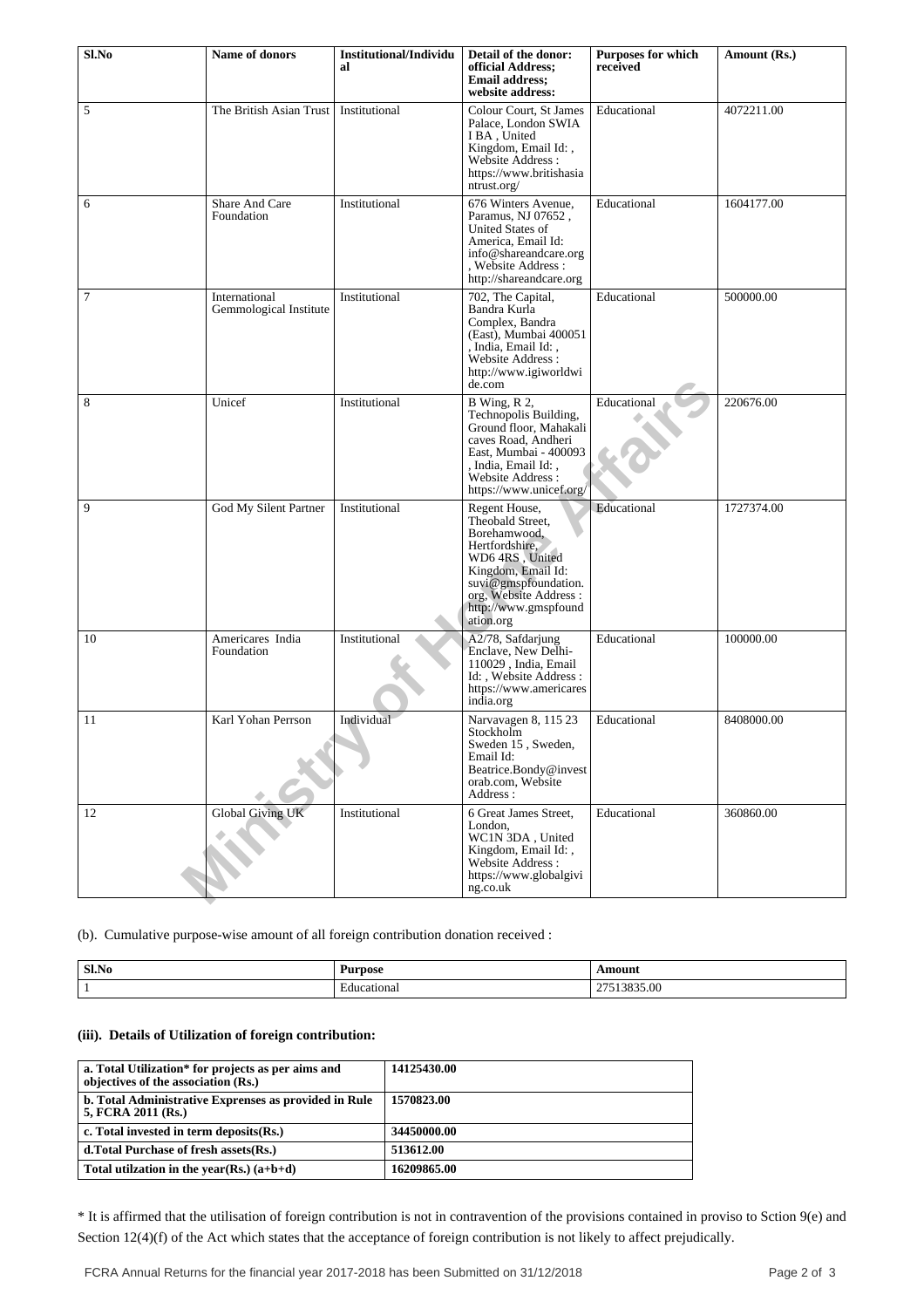| Sl.No | Name of donors | Institutional/Individual | Detail of the donor: official Address; Email address; website address: | Purposes for which received | Amount (Rs.) |
|---|---|---|---|---|---|
| 5 | The British Asian Trust | Institutional | Colour Court, St James Palace, London SWIA I BA , United Kingdom, Email Id: , Website Address : https://www.britishasiantrust.org/ | Educational | 4072211.00 |
| 6 | Share And Care Foundation | Institutional | 676 Winters Avenue, Paramus, NJ 07652 , United States of America, Email Id: info@shareandcare.org , Website Address : http://shareandcare.org | Educational | 1604177.00 |
| 7 | International Gemmological Institute | Institutional | 702, The Capital, Bandra Kurla Complex, Bandra (East), Mumbai 400051 , India, Email Id: , Website Address : http://www.igiworldwide.com | Educational | 500000.00 |
| 8 | Unicef | Institutional | B Wing, R 2, Technopolis Building, Ground floor, Mahakali caves Road, Andheri East, Mumbai - 400093 , India, Email Id: , Website Address : https://www.unicef.org/ | Educational | 220676.00 |
| 9 | God My Silent Partner | Institutional | Regent House, Theobald Street, Borehamwood, Hertfordshire, WD6 4RS , United Kingdom, Email Id: suvi@gmspfoundation.org, Website Address : http://www.gmspfoundation.org | Educational | 1727374.00 |
| 10 | Americares India Foundation | Institutional | A2/78, Safdarjung Enclave, New Delhi-110029 , India, Email Id: , Website Address : https://www.americaresindia.org | Educational | 100000.00 |
| 11 | Karl Yohan Perrson | Individual | Narvavagen 8, 115 23 Stockholm Sweden 15 , Sweden, Email Id: Beatrice.Bondy@investorab.com, Website Address : | Educational | 8408000.00 |
| 12 | Global Giving UK | Institutional | 6 Great James Street, London, WC1N 3DA , United Kingdom, Email Id: , Website Address : https://www.globalgiving.co.uk | Educational | 360860.00 |

(b). Cumulative purpose-wise amount of all foreign contribution donation received :

| Sl.No | Purpose | Amount |
|---|---|---|
| 1 | Educational | 27513835.00 |

### (iii). Details of Utilization of foreign contribution:

| | |
|---|---|
| **a. Total Utilization\* for projects as per aims and objectives of the association (Rs.)** | **14125430.00** |
| **b. Total Administrative Exprenses as provided in Rule 5, FCRA 2011 (Rs.)** | **1570823.00** |
| **c. Total invested in term deposits(Rs.)** | **34450000.00** |
| **d.Total Purchase of fresh assets(Rs.)** | **513612.00** |
| **Total utilzation in the year(Rs.) (a+b+d)** | **16209865.00** |

\* It is affirmed that the utilisation of foreign contribution is not in contravention of the provisions contained in proviso to Sction 9(e) and Section 12(4)(f) of the Act which states that the acceptance of foreign contribution is not likely to affect prejudically.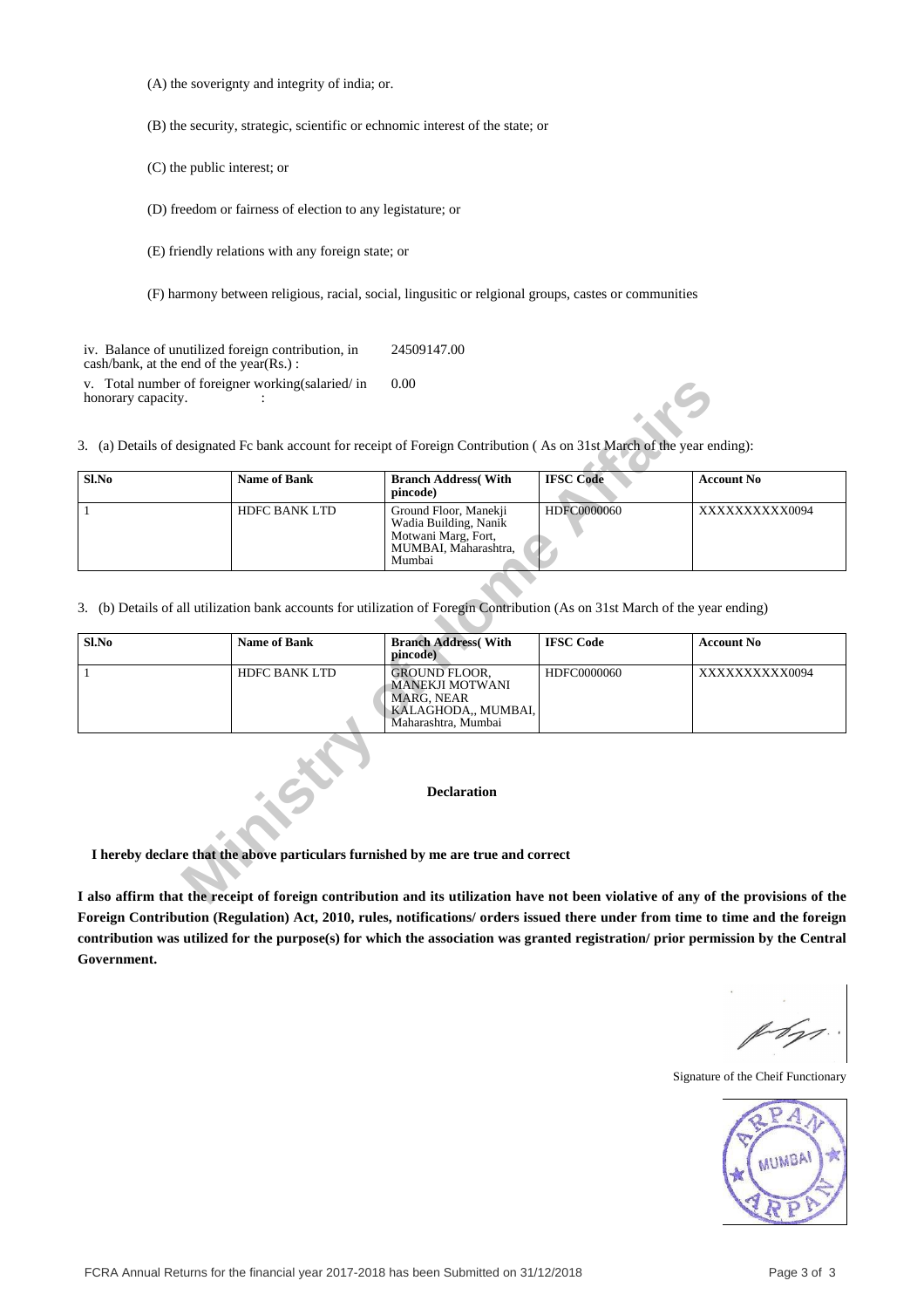(A) the soverignty and integrity of india; or.

(B) the security, strategic, scientific or echnomic interest of the state; or

(C) the public interest; or

(D) freedom or fairness of election to any legistature; or

(E) friendly relations with any foreign state; or

(F) harmony between religious, racial, social, lingusitic or relgional groups, castes or communities

| | |
|---|---|
| iv. Balance of unutilized foreign contribution, in cash/bank, at the end of the year(Rs.) : | 24509147.00 |
| v. Total number of foreigner working(salaried/ in honorary capacity. : | 0.00 |

3. (a) Details of designated Fc bank account for receipt of Foreign Contribution ( As on 31st March of the year ending):

| Sl.No | Name of Bank | Branch Address( With pincode) | IFSC Code | Account No |
|---|---|---|---|---|
| 1 | HDFC BANK LTD | Ground Floor, Manekji Wadia Building, Nanik Motwani Marg, Fort, MUMBAI, Maharashtra, Mumbai | HDFC0000060 | XXXXXXXXXX0094 |

3. (b) Details of all utilization bank accounts for utilization of Foregin Contribution (As on 31st March of the year ending)

| Sl.No | Name of Bank | Branch Address( With pincode) | IFSC Code | Account No |
|---|---|---|---|---|
| 1 | HDFC BANK LTD | GROUND FLOOR, MANEKJI MOTWANI MARG, NEAR KALAGHODA,, MUMBAI, Maharashtra, Mumbai | HDFC0000060 | XXXXXXXXXX0094 |

**Declaration**

**I hereby declare that the above particulars furnished by me are true and correct**

**I also affirm that the receipt of foreign contribution and its utilization have not been violative of any of the provisions of the Foreign Contribution (Regulation) Act, 2010, rules, notifications/ orders issued there under from time to time and the foreign contribution was utilized for the purpose(s) for which the association was granted registration/ prior permission by the Central Government.**

Signature of the Cheif Functionary

FCRA Annual Returns for the financial year 2017-2018 has been Submitted on 31/12/2018